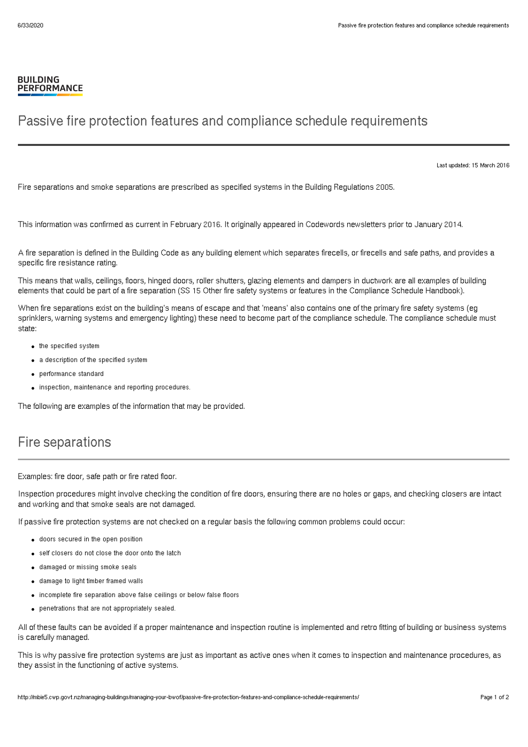BUILDING PERFORMANCE

# Passive fire protection features and compliance schedule requirements

Last updated: 15 March 2016

Fire separations and smoke separations are prescribed as specified systems in the Building Regulations 2005.

This information was confirmed as current in February 2016. It originally appeared in Codewords newsletters prior to January 2014.

A fire separation is defined in the Building Code as any building element which separates firecells, or firecells and safe paths, and provides a specific fire resistance rating.

This means that walls, ceilings, floors, hinged doors, roller shutters, glazing elements and dampers in ductwork are all examples of building elements that could be part of a fire separation (SS 15 Other fire safety systems or features in the Compliance Schedule Handbook).

When fire separations exist on the building's means of escape and that 'means' also contains one of the primary fire safety systems (eg sprinklers, warning systems and emergency lighting) these need to become part of the compliance schedule. The compliance schedule must state:

- the specified system
- a description of the specified system
- performance standard
- inspection, maintenance and reporting procedures.

The following are examples of the information that may be provided.

## Fire separations

Examples: fire door, safe path or fire rated floor.

Inspection procedures might involve checking the condition of fire doors, ensuring there are no holes or gaps, and checking closers are intact and working and that smoke seals are not damaged.

If passive fire protection systems are not checked on a regular basis the following common problems could occur:

- doors secured in the open position
- self closers do not close the door onto the latch
- damaged or missing smoke seals
- damage to light timber framed walls
- incomplete fire separation above false ceilings or below false floors
- penetrations that are not appropriately sealed.

All of these faults can be avoided if a proper maintenance and inspection routine is implemented and retro fitting of building or business systems is carefully managed.

This is why passive fire protection systems are just as important as active ones when it comes to inspection and maintenance procedures, as they assist in the functioning of active systems.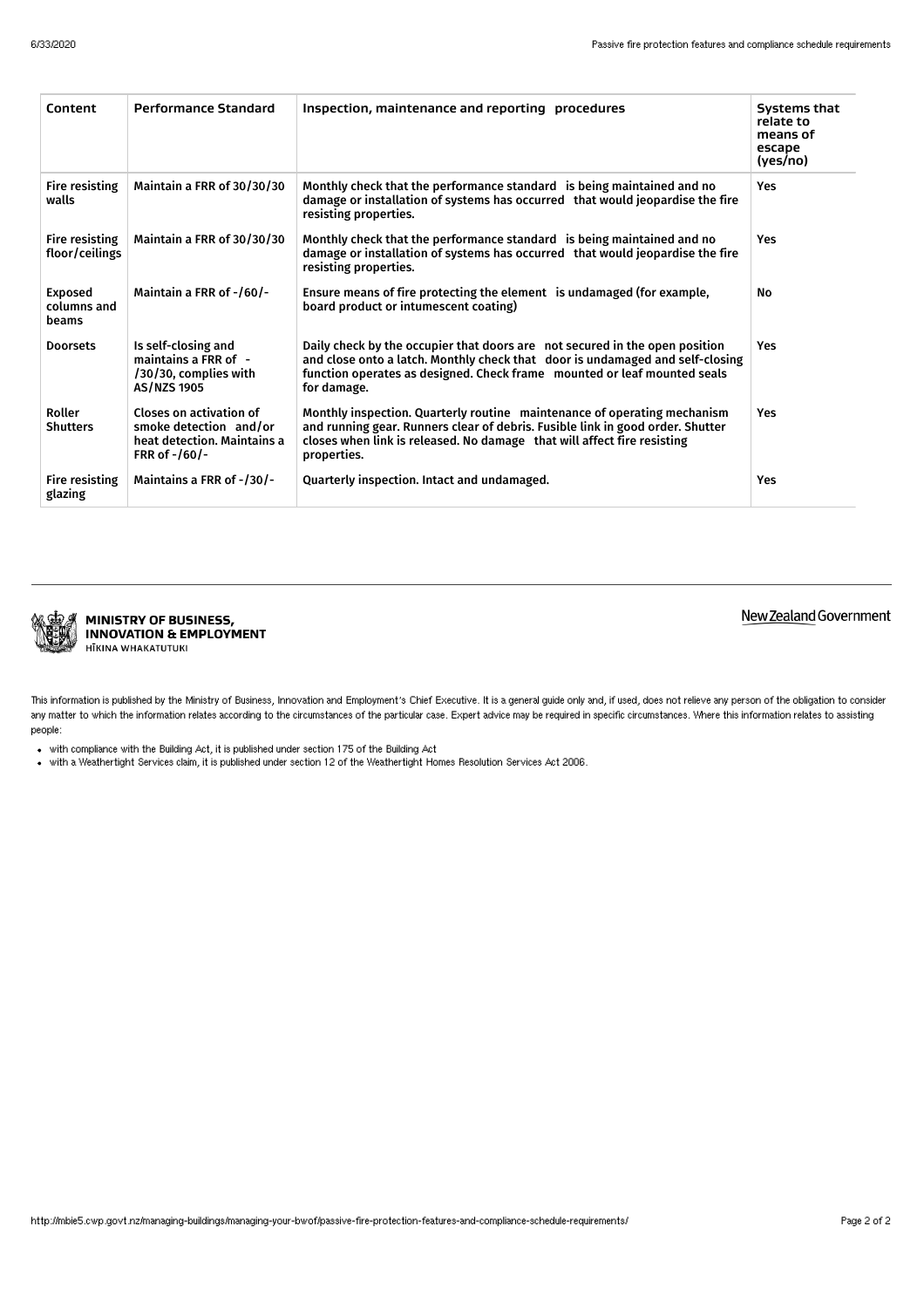| Content | Performance Standard | Inspection, maintenance and reporting procedures | Systems that relate to means of escape (yes/no) |
|---|---|---|---|
| **Fire resisting walls** | **Maintain a FRR of 30/30/30** | **Monthly check that the performance standard is being maintained and no damage or installation of systems has occurred that would jeopardise the fire resisting properties.** | **Yes** |
| **Fire resisting floor/ceilings** | **Maintain a FRR of 30/30/30** | **Monthly check that the performance standard is being maintained and no damage or installation of systems has occurred that would jeopardise the fire resisting properties.** | **Yes** |
| **Exposed columns and beams** | **Maintain a FRR of -/60/-** | **Ensure means of fire protecting the element is undamaged (for example, board product or intumescent coating)** | **No** |
| **Doorsets** | **Is self-closing and maintains a FRR of -/30/30, complies with AS/NZS 1905** | **Daily check by the occupier that doors are not secured in the open position and close onto a latch. Monthly check that door is undamaged and self-closing function operates as designed. Check frame mounted or leaf mounted seals for damage.** | **Yes** |
| **Roller Shutters** | **Closes on activation of smoke detection and/or heat detection. Maintains a FRR of -/60/-** | **Monthly inspection. Quarterly routine maintenance of operating mechanism and running gear. Runners clear of debris. Fusible link in good order. Shutter closes when link is released. No damage that will affect fire resisting properties.** | **Yes** |
| **Fire resisting glazing** | **Maintains a FRR of -/30/-** | **Quarterly inspection. Intact and undamaged.** | **Yes** |

**MINISTRY OF BUSINESS, INNOVATION & EMPLOYMENT**
HĪKINA WHAKATUTUKI

New Zealand Government

This information is published by the Ministry of Business, Innovation and Employment's Chief Executive. It is a general guide only and, if used, does not relieve any person of the obligation to consider any matter to which the information relates according to the circumstances of the particular case. Expert advice may be required in specific circumstances. Where this information relates to assisting people:

- with compliance with the Building Act, it is published under section 175 of the Building Act
- with a Weathertight Services claim, it is published under section 12 of the Weathertight Homes Resolution Services Act 2006.